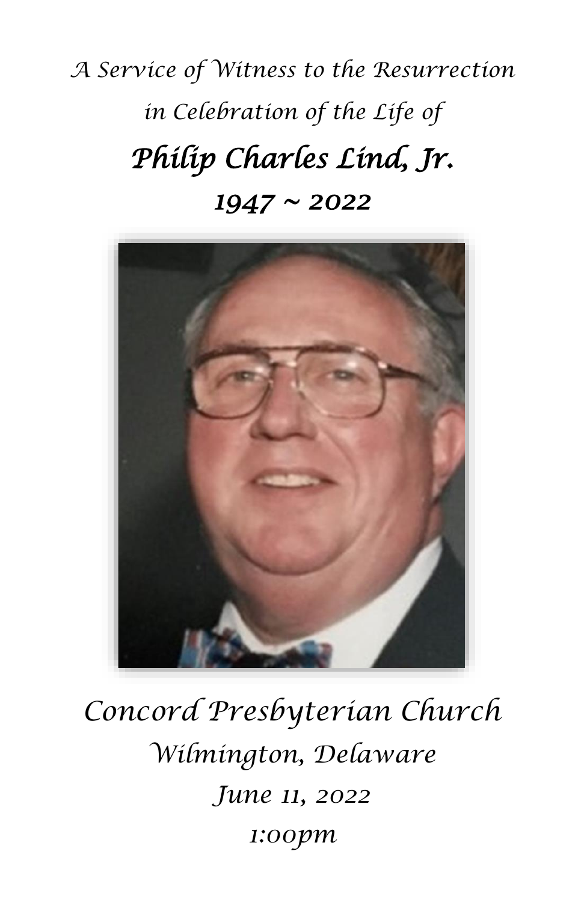*A Service of Witness to the Resurrection*

*in Celebration of the Life of*

# *Philip Charles Lind, Jr.*

## *1947 ~ 2022*

*Concord Presbyterian Church*

*Wilmington, Delaware*

*June 11, 2022*

*1:00pm*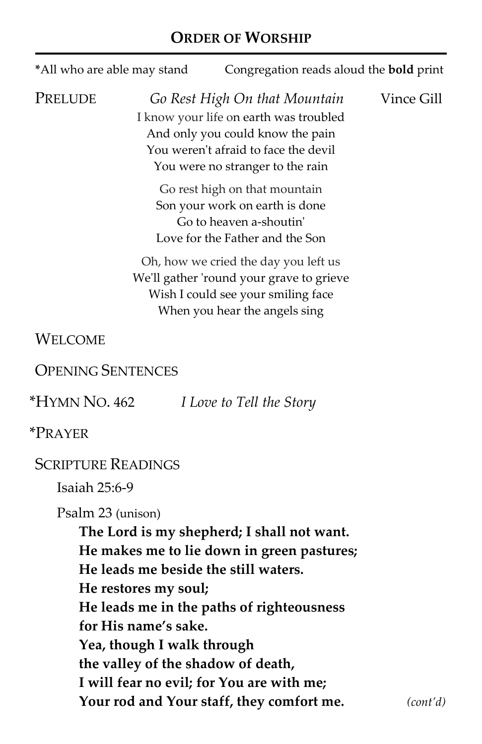## ORDER OF WORSHIP

*All who are able may stand     Congregation reads aloud the **bold** print

PRELUDE     *Go Rest High On that Mountain*     Vince Gill

I know your life on earth was troubled
And only you could know the pain
You weren't afraid to face the devil
You were no stranger to the rain

Go rest high on that mountain
Son your work on earth is done
Go to heaven a-shoutin'
Love for the Father and the Son

Oh, how we cried the day you left us
We'll gather 'round your grave to grieve
Wish I could see your smiling face
When you hear the angels sing

WELCOME

OPENING SENTENCES

*HYMN NO. 462     *I Love to Tell the Story*

*PRAYER

SCRIPTURE READINGS

Isaiah 25:6-9

Psalm 23 (unison)

**The Lord is my shepherd; I shall not want.**
**He makes me to lie down in green pastures;**
**He leads me beside the still waters.**
**He restores my soul;**
**He leads me in the paths of righteousness**
**for His name's sake.**
**Yea, though I walk through**
**the valley of the shadow of death,**
**I will fear no evil; for You are with me;**
**Your rod and Your staff, they comfort me.**     *(cont'd)*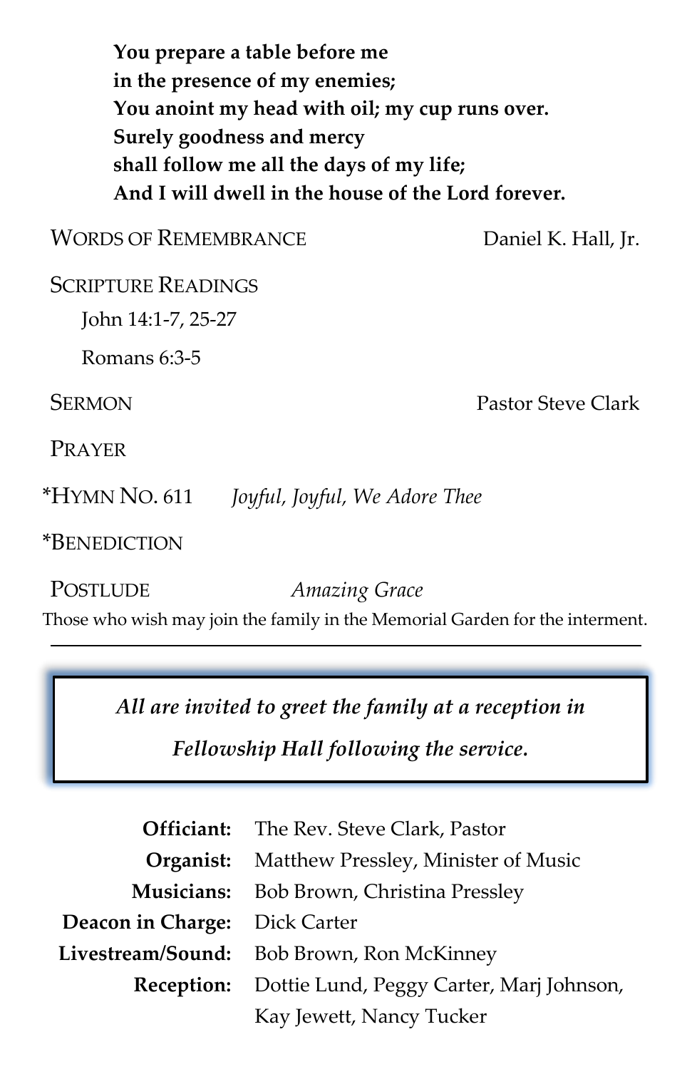**You prepare a table before me**
**in the presence of my enemies;**
**You anoint my head with oil; my cup runs over.**
**Surely goodness and mercy**
**shall follow me all the days of my life;**
**And I will dwell in the house of the Lord forever.**

WORDS OF REMEMBRANCE — Daniel K. Hall, Jr.

SCRIPTURE READINGS

John 14:1-7, 25-27

Romans 6:3-5

SERMON — Pastor Steve Clark

PRAYER

*HYMN NO. 611 *Joyful, Joyful, We Adore Thee*

*BENEDICTION

POSTLUDE *Amazing Grace*

Those who wish may join the family in the Memorial Garden for the interment.

---

*All are invited to greet the family at a reception in Fellowship Hall following the service.*

**Officiant:** The Rev. Steve Clark, Pastor
**Organist:** Matthew Pressley, Minister of Music
**Musicians:** Bob Brown, Christina Pressley
**Deacon in Charge:** Dick Carter
**Livestream/Sound:** Bob Brown, Ron McKinney
**Reception:** Dottie Lund, Peggy Carter, Marj Johnson, Kay Jewett, Nancy Tucker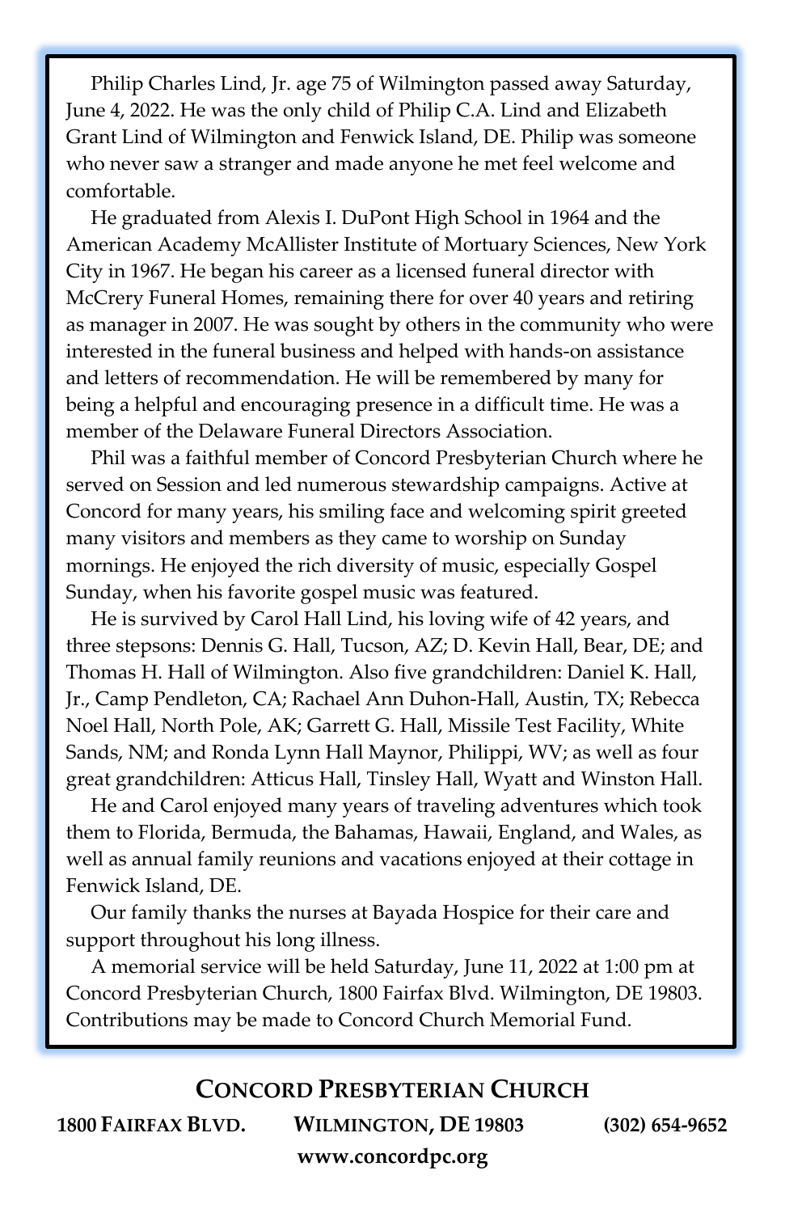Philip Charles Lind, Jr. age 75 of Wilmington passed away Saturday, June 4, 2022. He was the only child of Philip C.A. Lind and Elizabeth Grant Lind of Wilmington and Fenwick Island, DE. Philip was someone who never saw a stranger and made anyone he met feel welcome and comfortable.

He graduated from Alexis I. DuPont High School in 1964 and the American Academy McAllister Institute of Mortuary Sciences, New York City in 1967. He began his career as a licensed funeral director with McCrery Funeral Homes, remaining there for over 40 years and retiring as manager in 2007. He was sought by others in the community who were interested in the funeral business and helped with hands-on assistance and letters of recommendation. He will be remembered by many for being a helpful and encouraging presence in a difficult time. He was a member of the Delaware Funeral Directors Association.

Phil was a faithful member of Concord Presbyterian Church where he served on Session and led numerous stewardship campaigns. Active at Concord for many years, his smiling face and welcoming spirit greeted many visitors and members as they came to worship on Sunday mornings. He enjoyed the rich diversity of music, especially Gospel Sunday, when his favorite gospel music was featured.

He is survived by Carol Hall Lind, his loving wife of 42 years, and three stepsons: Dennis G. Hall, Tucson, AZ; D. Kevin Hall, Bear, DE; and Thomas H. Hall of Wilmington. Also five grandchildren: Daniel K. Hall, Jr., Camp Pendleton, CA; Rachael Ann Duhon-Hall, Austin, TX; Rebecca Noel Hall, North Pole, AK; Garrett G. Hall, Missile Test Facility, White Sands, NM; and Ronda Lynn Hall Maynor, Philippi, WV; as well as four great grandchildren: Atticus Hall, Tinsley Hall, Wyatt and Winston Hall.

He and Carol enjoyed many years of traveling adventures which took them to Florida, Bermuda, the Bahamas, Hawaii, England, and Wales, as well as annual family reunions and vacations enjoyed at their cottage in Fenwick Island, DE.

Our family thanks the nurses at Bayada Hospice for their care and support throughout his long illness.

A memorial service will be held Saturday, June 11, 2022 at 1:00 pm at Concord Presbyterian Church, 1800 Fairfax Blvd. Wilmington, DE 19803. Contributions may be made to Concord Church Memorial Fund.

## CONCORD PRESBYTERIAN CHURCH

**1800 FAIRFAX BLVD.   WILMINGTON, DE 19803   (302) 654-9652**

**www.concordpc.org**